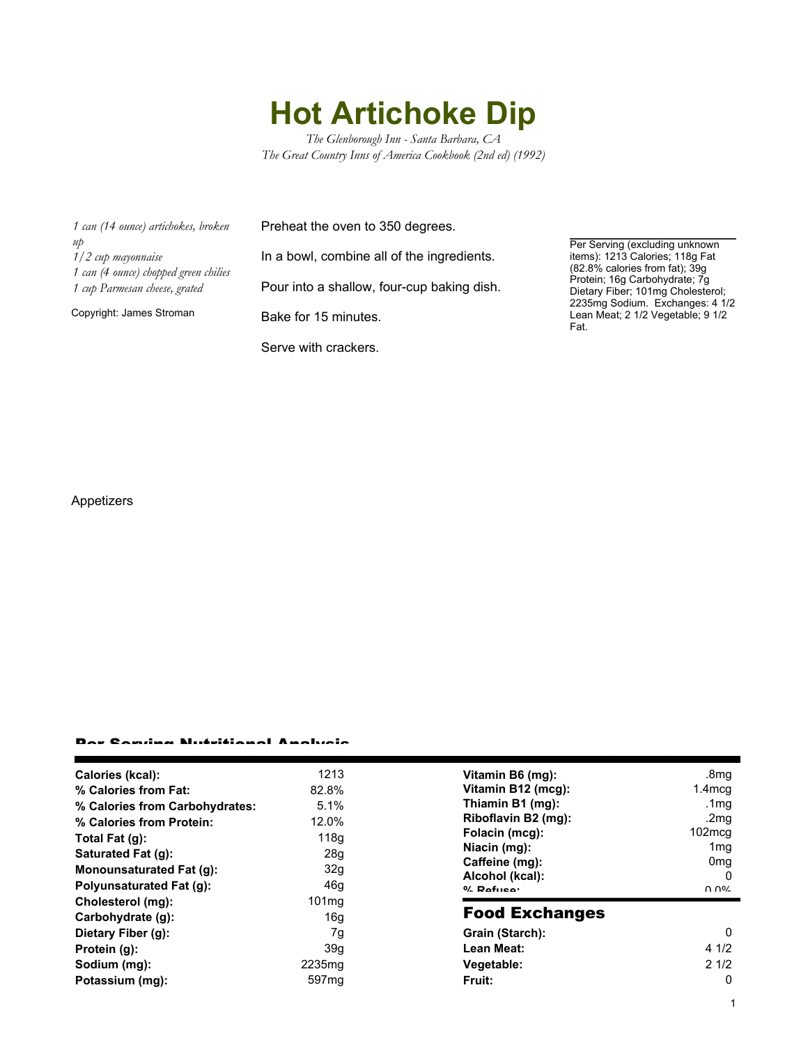# Hot Artichoke Dip

*The Glenborough Inn - Santa Barbara, CA*
*The Great Country Inns of America Cookbook (2nd ed) (1992)*

*1 can (14 ounce) artichokes, broken up*
*1/2 cup mayonnaise*
*1 can (4 ounce) chopped green chilies*
*1 cup Parmesan cheese, grated*

Copyright: James Stroman

Preheat the oven to 350 degrees.

In a bowl, combine all of the ingredients.

Pour into a shallow, four-cup baking dish.

Bake for 15 minutes.

Serve with crackers.

Per Serving (excluding unknown items): 1213 Calories; 118g Fat (82.8% calories from fat); 39g Protein; 16g Carbohydrate; 7g Dietary Fiber; 101mg Cholesterol; 2235mg Sodium. Exchanges: 4 1/2 Lean Meat; 2 1/2 Vegetable; 9 1/2 Fat.

Appetizers

## Per Serving Nutritional Analysis

| | |
|---|---|
| **Calories (kcal):** | 1213 |
| **% Calories from Fat:** | 82.8% |
| **% Calories from Carbohydrates:** | 5.1% |
| **% Calories from Protein:** | 12.0% |
| **Total Fat (g):** | 118g |
| **Saturated Fat (g):** | 28g |
| **Monounsaturated Fat (g):** | 32g |
| **Polyunsaturated Fat (g):** | 46g |
| **Cholesterol (mg):** | 101mg |
| **Carbohydrate (g):** | 16g |
| **Dietary Fiber (g):** | 7g |
| **Protein (g):** | 39g |
| **Sodium (mg):** | 2235mg |
| **Potassium (mg):** | 597mg |
| **Vitamin B6 (mg):** | .8mg |
| **Vitamin B12 (mcg):** | 1.4mcg |
| **Thiamin B1 (mg):** | .1mg |
| **Riboflavin B2 (mg):** | .2mg |
| **Folacin (mcg):** | 102mcg |
| **Niacin (mg):** | 1mg |
| **Caffeine (mg):** | 0mg |
| **Alcohol (kcal):** | 0 |
| **% Refuse:** | 0.0% |

## Food Exchanges

| | |
|---|---|
| **Grain (Starch):** | 0 |
| **Lean Meat:** | 4 1/2 |
| **Vegetable:** | 2 1/2 |
| **Fruit:** | 0 |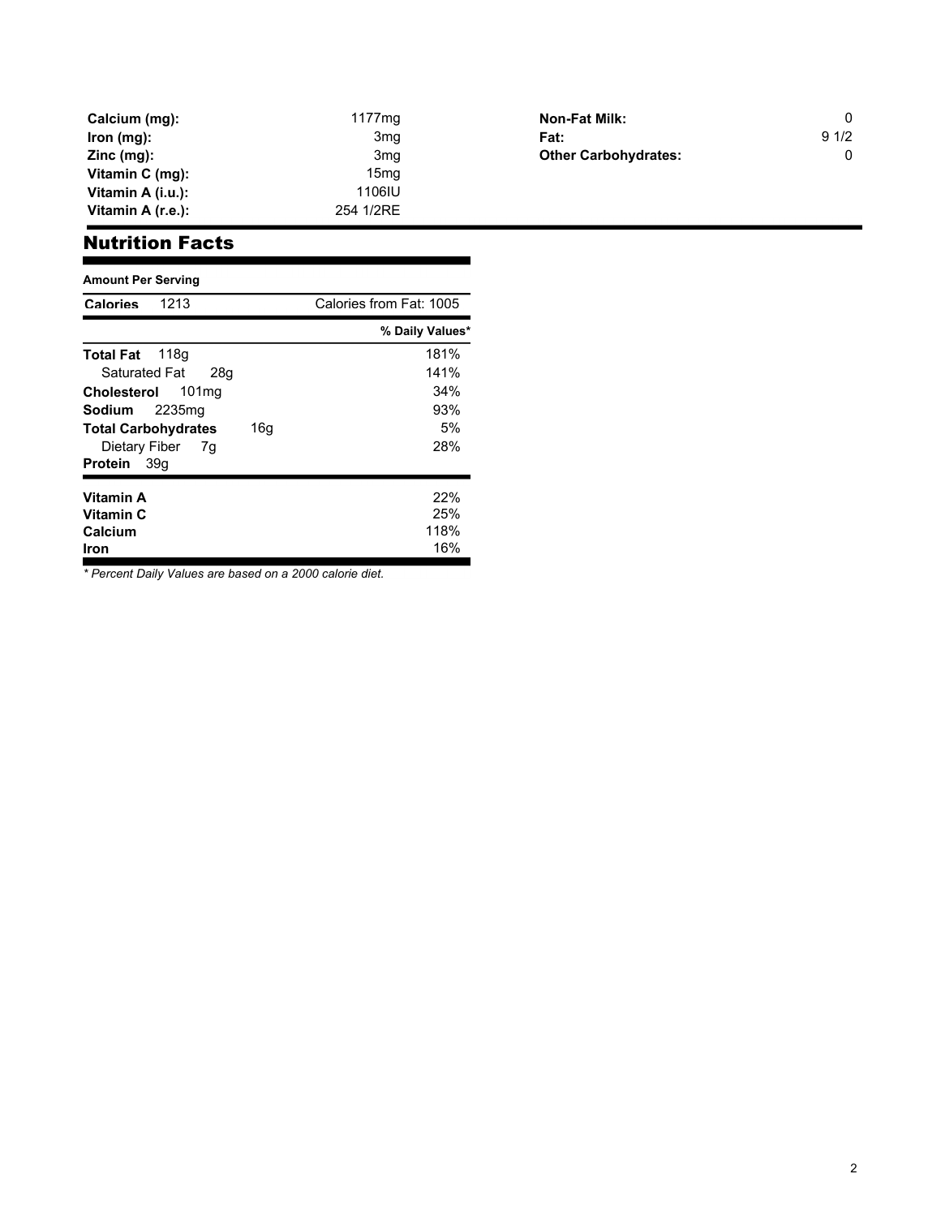| | |
|---|---|
| **Calcium (mg):** | 1177mg |
| **Iron (mg):** | 3mg |
| **Zinc (mg):** | 3mg |
| **Vitamin C (mg):** | 15mg |
| **Vitamin A (i.u.):** | 1106IU |
| **Vitamin A (r.e.):** | 254 1/2RE |

| | |
|---|---|
| **Non-Fat Milk:** | 0 |
| **Fat:** | 9 1/2 |
| **Other Carbohydrates:** | 0 |

## Nutrition Facts

**Amount Per Serving**

| | |
|---|---|
| **Calories** 1213 | Calories from Fat: 1005 |
| | **% Daily Values*** |
| **Total Fat** 118g | 181% |
| Saturated Fat 28g | 141% |
| **Cholesterol** 101mg | 34% |
| **Sodium** 2235mg | 93% |
| **Total Carbohydrates** 16g | 5% |
| Dietary Fiber 7g | 28% |
| **Protein** 39g | |
| **Vitamin A** | 22% |
| **Vitamin C** | 25% |
| **Calcium** | 118% |
| **Iron** | 16% |

*\* Percent Daily Values are based on a 2000 calorie diet.*